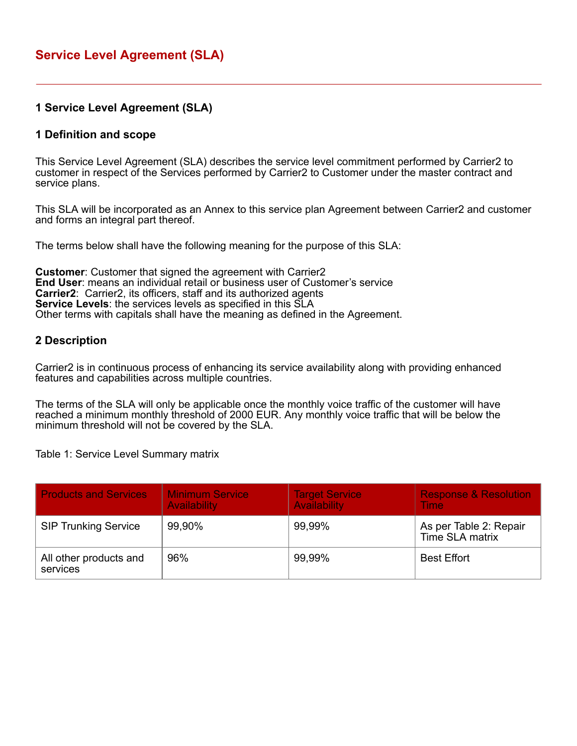# Service Level Agreement (SLA)

---

## 1 Service Level Agreement (SLA)

### 1 Definition and scope

This Service Level Agreement (SLA) describes the service level commitment performed by Carrier2 to customer in respect of the Services performed by Carrier2 to Customer under the master contract and service plans.

This SLA will be incorporated as an Annex to this service plan Agreement between Carrier2 and customer and forms an integral part thereof.

The terms below shall have the following meaning for the purpose of this SLA:

**Customer**: Customer that signed the agreement with Carrier2
**End User**: means an individual retail or business user of Customer's service
**Carrier2**: Carrier2, its officers, staff and its authorized agents
**Service Levels**: the services levels as specified in this SLA
Other terms with capitals shall have the meaning as defined in the Agreement.

### 2 Description

Carrier2 is in continuous process of enhancing its service availability along with providing enhanced features and capabilities across multiple countries.

The terms of the SLA will only be applicable once the monthly voice traffic of the customer will have reached a minimum monthly threshold of 2000 EUR. Any monthly voice traffic that will be below the minimum threshold will not be covered by the SLA.

Table 1: Service Level Summary matrix

| Products and Services | Minimum Service Availability | Target Service Availability | Response & Resolution Time |
|---|---|---|---|
| SIP Trunking Service | 99,90% | 99,99% | As per Table 2: Repair Time SLA matrix |
| All other products and services | 96% | 99,99% | Best Effort |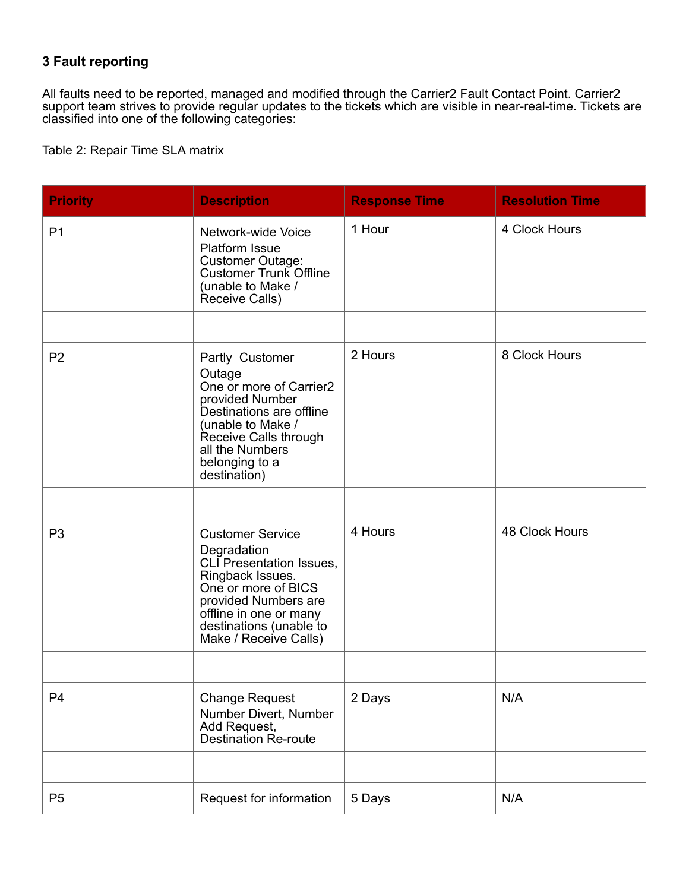### 3 Fault reporting

All faults need to be reported, managed and modified through the Carrier2 Fault Contact Point. Carrier2 support team strives to provide regular updates to the tickets which are visible in near-real-time. Tickets are classified into one of the following categories:

Table 2: Repair Time SLA matrix

| Priority | Description | Response Time | Resolution Time |
|---|---|---|---|
| P1 | Network-wide Voice Platform Issue Customer Outage: Customer Trunk Offline (unable to Make / Receive Calls) | 1 Hour | 4 Clock Hours |
| | | | |
| P2 | Partly Customer Outage One or more of Carrier2 provided Number Destinations are offline (unable to Make / Receive Calls through all the Numbers belonging to a destination) | 2 Hours | 8 Clock Hours |
| | | | |
| P3 | Customer Service Degradation CLI Presentation Issues, Ringback Issues. One or more of BICS provided Numbers are offline in one or many destinations (unable to Make / Receive Calls) | 4 Hours | 48 Clock Hours |
| | | | |
| P4 | Change Request Number Divert, Number Add Request, Destination Re-route | 2 Days | N/A |
| | | | |
| P5 | Request for information | 5 Days | N/A |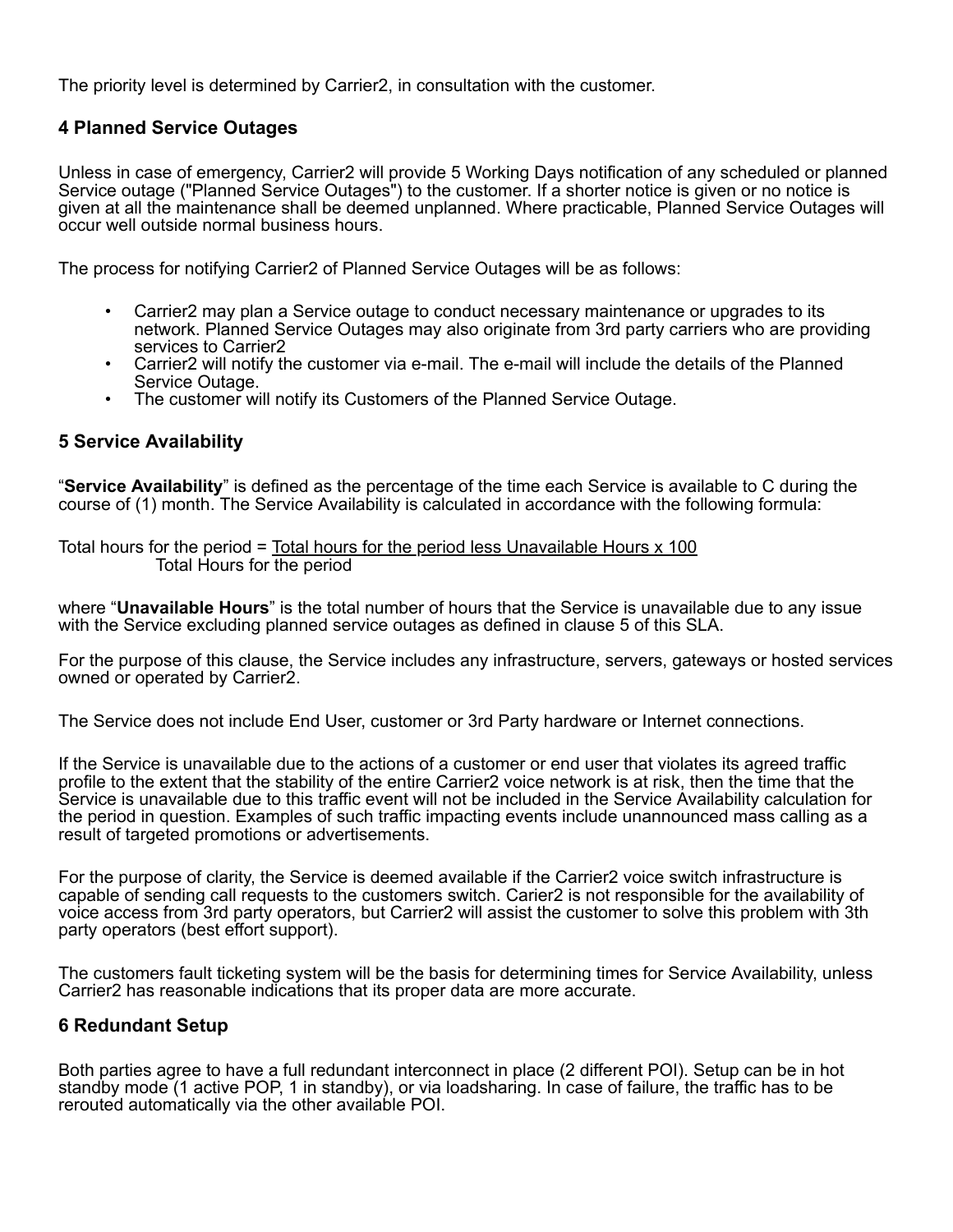The priority level is determined by Carrier2, in consultation with the customer.

## 4 Planned Service Outages

Unless in case of emergency, Carrier2 will provide 5 Working Days notification of any scheduled or planned Service outage ("Planned Service Outages") to the customer. If a shorter notice is given or no notice is given at all the maintenance shall be deemed unplanned. Where practicable, Planned Service Outages will occur well outside normal business hours.

The process for notifying Carrier2 of Planned Service Outages will be as follows:

- Carrier2 may plan a Service outage to conduct necessary maintenance or upgrades to its network. Planned Service Outages may also originate from 3rd party carriers who are providing services to Carrier2
- Carrier2 will notify the customer via e-mail. The e-mail will include the details of the Planned Service Outage.
- The customer will notify its Customers of the Planned Service Outage.

## 5 Service Availability

"**Service Availability**" is defined as the percentage of the time each Service is available to C during the course of (1) month. The Service Availability is calculated in accordance with the following formula:

$$\text{Total hours for the period} = \frac{\text{Total hours for the period less Unavailable Hours} \times 100}{\text{Total Hours for the period}}$$

where "**Unavailable Hours**" is the total number of hours that the Service is unavailable due to any issue with the Service excluding planned service outages as defined in clause 5 of this SLA.

For the purpose of this clause, the Service includes any infrastructure, servers, gateways or hosted services owned or operated by Carrier2.

The Service does not include End User, customer or 3rd Party hardware or Internet connections.

If the Service is unavailable due to the actions of a customer or end user that violates its agreed traffic profile to the extent that the stability of the entire Carrier2 voice network is at risk, then the time that the Service is unavailable due to this traffic event will not be included in the Service Availability calculation for the period in question. Examples of such traffic impacting events include unannounced mass calling as a result of targeted promotions or advertisements.

For the purpose of clarity, the Service is deemed available if the Carrier2 voice switch infrastructure is capable of sending call requests to the customers switch. Carier2 is not responsible for the availability of voice access from 3rd party operators, but Carrier2 will assist the customer to solve this problem with 3th party operators (best effort support).

The customers fault ticketing system will be the basis for determining times for Service Availability, unless Carrier2 has reasonable indications that its proper data are more accurate.

## 6 Redundant Setup

Both parties agree to have a full redundant interconnect in place (2 different POI). Setup can be in hot standby mode (1 active POP, 1 in standby), or via loadsharing. In case of failure, the traffic has to be rerouted automatically via the other available POI.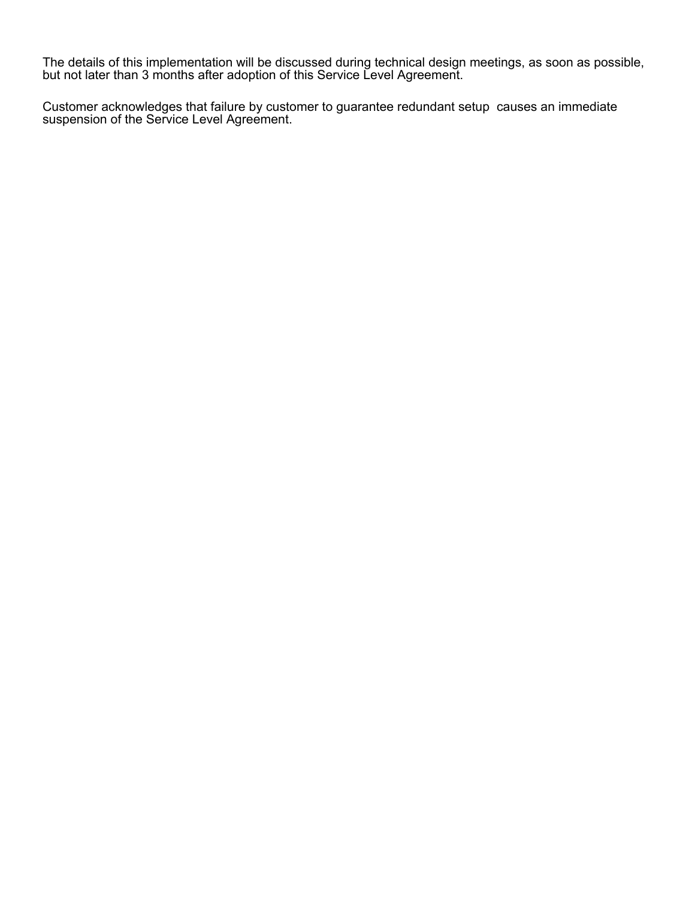The details of this implementation will be discussed during technical design meetings, as soon as possible, but not later than 3 months after adoption of this Service Level Agreement.

Customer acknowledges that failure by customer to guarantee redundant setup  causes an immediate suspension of the Service Level Agreement.